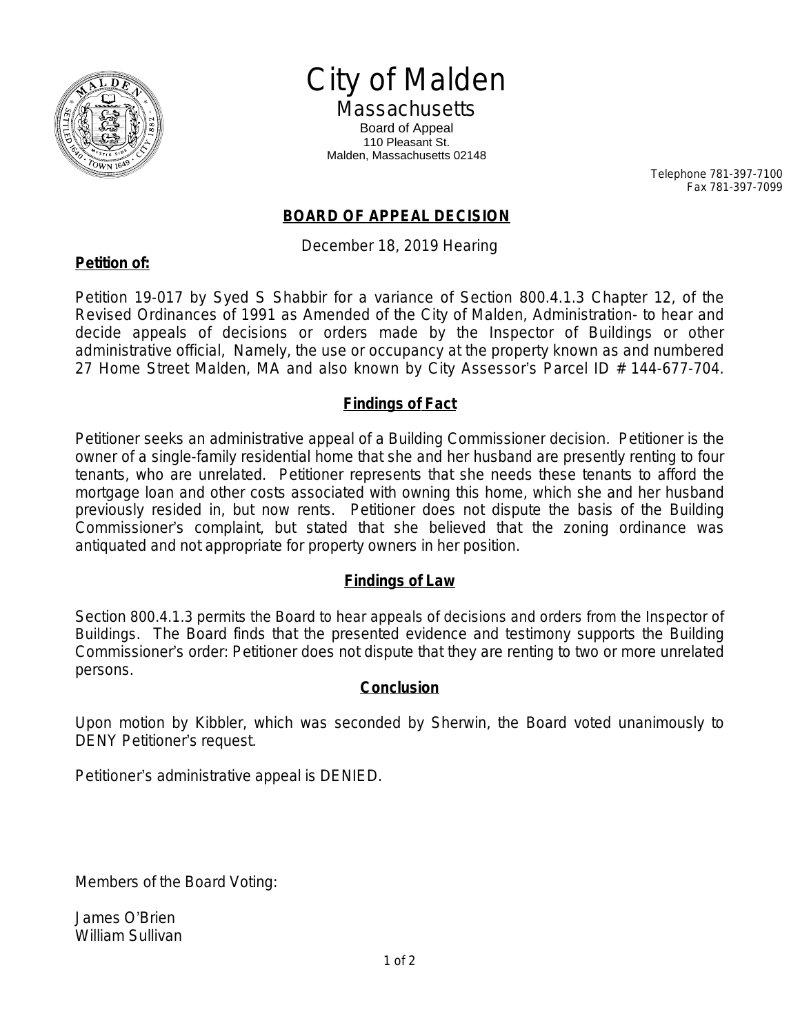# City of Malden

## Massachusetts

Board of Appeal
110 Pleasant St.
Malden, Massachusetts 02148

Telephone 781-397-7100
Fax 781-397-7099

## BOARD OF APPEAL DECISION

December 18, 2019 Hearing

**Petition of:**

Petition 19-017 by Syed S Shabbir for a variance of Section 800.4.1.3 Chapter 12, of the Revised Ordinances of 1991 as Amended of the City of Malden, Administration- to hear and decide appeals of decisions or orders made by the Inspector of Buildings or other administrative official, Namely, the use or occupancy at the property known as and numbered 27 Home Street Malden, MA and also known by City Assessor's Parcel ID # 144-677-704.

### Findings of Fact

Petitioner seeks an administrative appeal of a Building Commissioner decision. Petitioner is the owner of a single-family residential home that she and her husband are presently renting to four tenants, who are unrelated. Petitioner represents that she needs these tenants to afford the mortgage loan and other costs associated with owning this home, which she and her husband previously resided in, but now rents. Petitioner does not dispute the basis of the Building Commissioner's complaint, but stated that she believed that the zoning ordinance was antiquated and not appropriate for property owners in her position.

### Findings of Law

Section 800.4.1.3 permits the Board to hear appeals of decisions and orders from the Inspector of Buildings. The Board finds that the presented evidence and testimony supports the Building Commissioner's order: Petitioner does not dispute that they are renting to two or more unrelated persons.

### Conclusion

Upon motion by Kibbler, which was seconded by Sherwin, the Board voted unanimously to DENY Petitioner's request.

Petitioner's administrative appeal is DENIED.

Members of the Board Voting:

James O'Brien
William Sullivan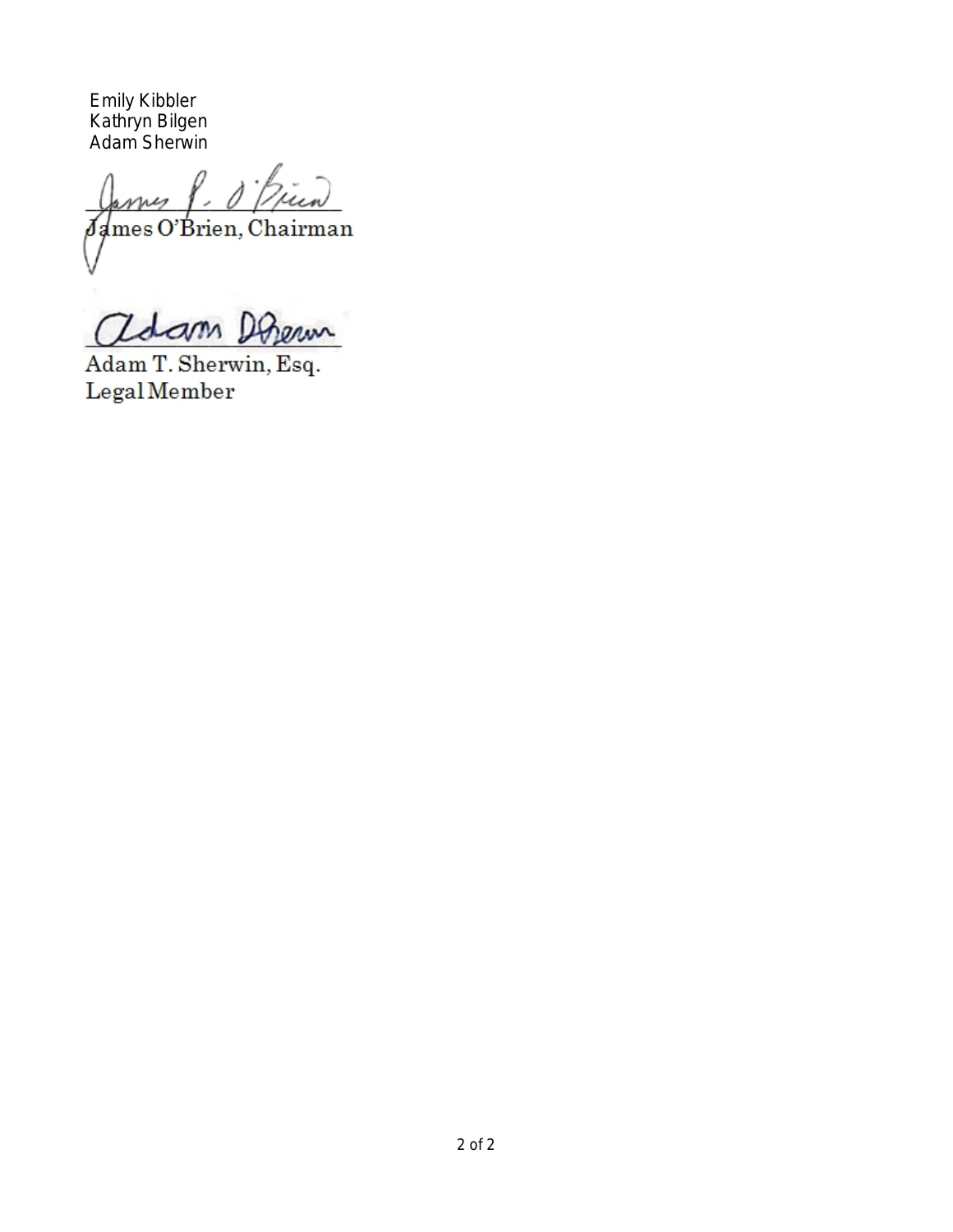Emily Kibbler
Kathryn Bilgen
Adam Sherwin

James O'Brien, Chairman

Adam T. Sherwin, Esq.
Legal Member